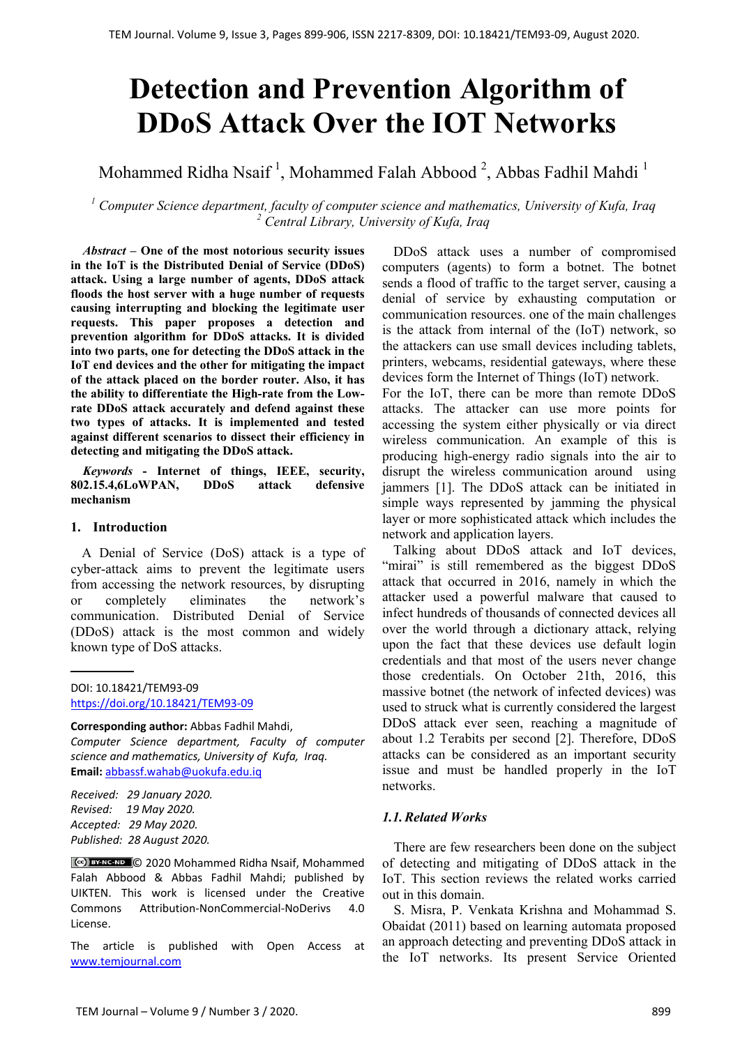# Detection and Prevention Algorithm of DDoS Attack Over the IOT Networks

Mohammed Ridha Nsaif [1], Mohammed Falah Abbood [2], Abbas Fadhil Mahdi [1]

[1] *Computer Science department, faculty of computer science and mathematics, University of Kufa, Iraq*
[2] *Central Library, University of Kufa, Iraq*

***Abstract*** **– One of the most notorious security issues in the IoT is the Distributed Denial of Service (DDoS) attack. Using a large number of agents, DDoS attack floods the host server with a huge number of requests causing interrupting and blocking the legitimate user requests. This paper proposes a detection and prevention algorithm for DDoS attacks. It is divided into two parts, one for detecting the DDoS attack in the IoT end devices and the other for mitigating the impact of the attack placed on the border router. Also, it has the ability to differentiate the High-rate from the Low-rate DDoS attack accurately and defend against these two types of attacks. It is implemented and tested against different scenarios to dissect their efficiency in detecting and mitigating the DDoS attack.**

***Keywords*** **- Internet of things, IEEE, security, 802.15.4,6LoWPAN, DDoS attack defensive mechanism**

## 1. Introduction

A Denial of Service (DoS) attack is a type of cyber-attack aims to prevent the legitimate users from accessing the network resources, by disrupting or completely eliminates the network's communication. Distributed Denial of Service (DDoS) attack is the most common and widely known type of DoS attacks.

DOI: 10.18421/TEM93-09
https://doi.org/10.18421/TEM93-09

**Corresponding author:** Abbas Fadhil Mahdi,
*Computer Science department, Faculty of computer science and mathematics, University of Kufa, Iraq.*
**Email:** abbassf.wahab@uokufa.edu.iq

*Received: 29 January 2020.*
*Revised: 19 May 2020.*
*Accepted: 29 May 2020.*
*Published: 28 August 2020.*

© 2020 Mohammed Ridha Nsaif, Mohammed Falah Abbood & Abbas Fadhil Mahdi; published by UIKTEN. This work is licensed under the Creative Commons Attribution-NonCommercial-NoDerivs 4.0 License.

The article is published with Open Access at www.temjournal.com

DDoS attack uses a number of compromised computers (agents) to form a botnet. The botnet sends a flood of traffic to the target server, causing a denial of service by exhausting computation or communication resources. one of the main challenges is the attack from internal of the (IoT) network, so the attackers can use small devices including tablets, printers, webcams, residential gateways, where these devices form the Internet of Things (IoT) network. For the IoT, there can be more than remote DDoS attacks. The attacker can use more points for accessing the system either physically or via direct wireless communication. An example of this is producing high-energy radio signals into the air to disrupt the wireless communication around using jammers [1]. The DDoS attack can be initiated in simple ways represented by jamming the physical layer or more sophisticated attack which includes the network and application layers.

Talking about DDoS attack and IoT devices, "mirai" is still remembered as the biggest DDoS attack that occurred in 2016, namely in which the attacker used a powerful malware that caused to infect hundreds of thousands of connected devices all over the world through a dictionary attack, relying upon the fact that these devices use default login credentials and that most of the users never change those credentials. On October 21th, 2016, this massive botnet (the network of infected devices) was used to struck what is currently considered the largest DDoS attack ever seen, reaching a magnitude of about 1.2 Terabits per second [2]. Therefore, DDoS attacks can be considered as an important security issue and must be handled properly in the IoT networks.

### *1.1. Related Works*

There are few researchers been done on the subject of detecting and mitigating of DDoS attack in the IoT. This section reviews the related works carried out in this domain.

S. Misra, P. Venkata Krishna and Mohammad S. Obaidat (2011) based on learning automata proposed an approach detecting and preventing DDoS attack in the IoT networks. Its present Service Oriented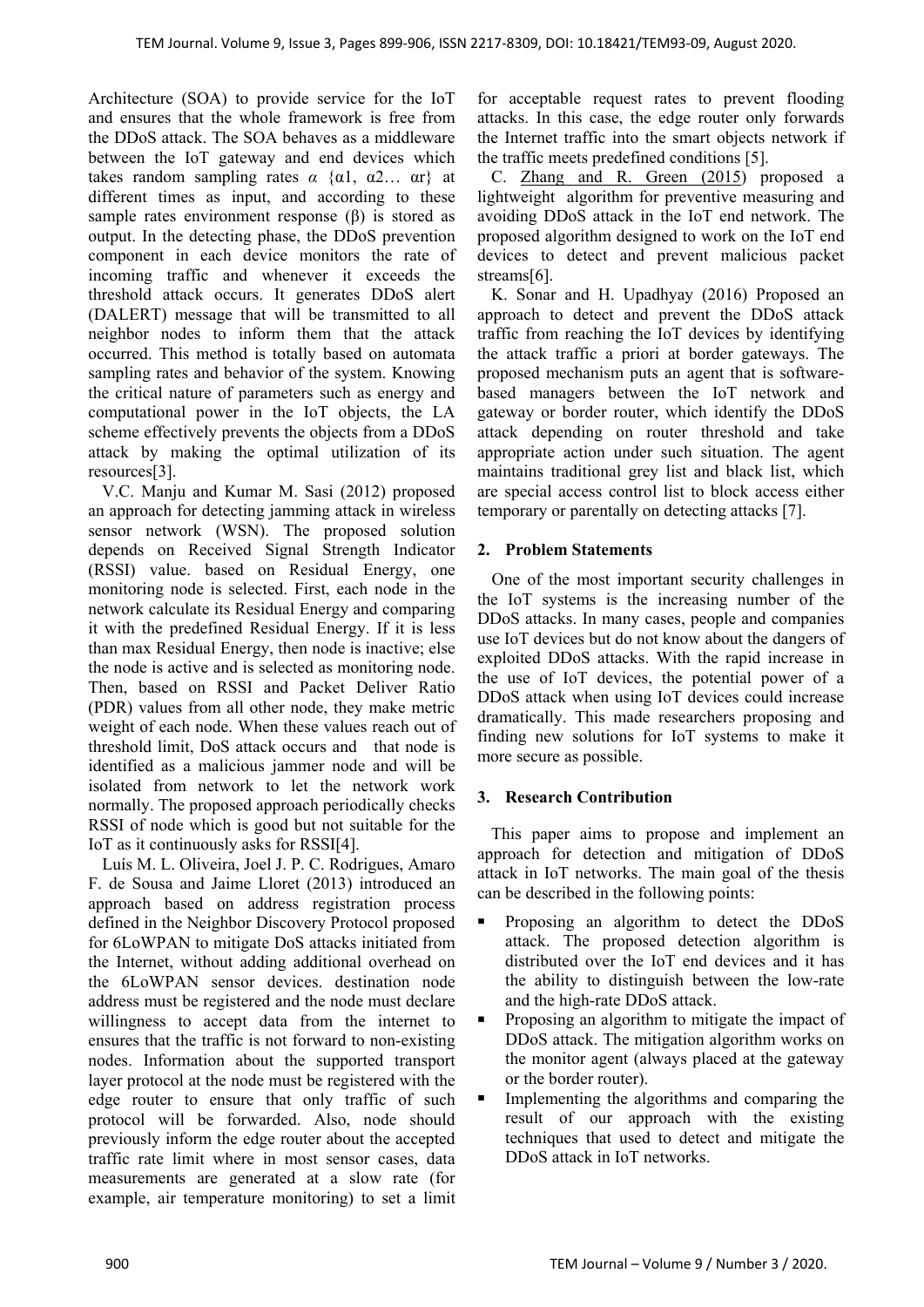Architecture (SOA) to provide service for the IoT and ensures that the whole framework is free from the DDoS attack. The SOA behaves as a middleware between the IoT gateway and end devices which takes random sampling rates $\alpha$ {α1, α2… αr} at different times as input, and according to these sample rates environment response (β) is stored as output. In the detecting phase, the DDoS prevention component in each device monitors the rate of incoming traffic and whenever it exceeds the threshold attack occurs. It generates DDoS alert (DALERT) message that will be transmitted to all neighbor nodes to inform them that the attack occurred. This method is totally based on automata sampling rates and behavior of the system. Knowing the critical nature of parameters such as energy and computational power in the IoT objects, the LA scheme effectively prevents the objects from a DDoS attack by making the optimal utilization of its resources[3].

V.C. Manju and Kumar M. Sasi (2012) proposed an approach for detecting jamming attack in wireless sensor network (WSN). The proposed solution depends on Received Signal Strength Indicator (RSSI) value. based on Residual Energy, one monitoring node is selected. First, each node in the network calculate its Residual Energy and comparing it with the predefined Residual Energy. If it is less than max Residual Energy, then node is inactive; else the node is active and is selected as monitoring node. Then, based on RSSI and Packet Deliver Ratio (PDR) values from all other node, they make metric weight of each node. When these values reach out of threshold limit, DoS attack occurs and that node is identified as a malicious jammer node and will be isolated from network to let the network work normally. The proposed approach periodically checks RSSI of node which is good but not suitable for the IoT as it continuously asks for RSSI[4].

Luís M. L. Oliveira, Joel J. P. C. Rodrigues, Amaro F. de Sousa and Jaime Lloret (2013) introduced an approach based on address registration process defined in the Neighbor Discovery Protocol proposed for 6LoWPAN to mitigate DoS attacks initiated from the Internet, without adding additional overhead on the 6LoWPAN sensor devices. destination node address must be registered and the node must declare willingness to accept data from the internet to ensures that the traffic is not forward to non-existing nodes. Information about the supported transport layer protocol at the node must be registered with the edge router to ensure that only traffic of such protocol will be forwarded. Also, node should previously inform the edge router about the accepted traffic rate limit where in most sensor cases, data measurements are generated at a slow rate (for example, air temperature monitoring) to set a limit for acceptable request rates to prevent flooding attacks. In this case, the edge router only forwards the Internet traffic into the smart objects network if the traffic meets predefined conditions [5].

C. Zhang and R. Green (2015) proposed a lightweight algorithm for preventive measuring and avoiding DDoS attack in the IoT end network. The proposed algorithm designed to work on the IoT end devices to detect and prevent malicious packet streams[6].

K. Sonar and H. Upadhyay (2016) Proposed an approach to detect and prevent the DDoS attack traffic from reaching the IoT devices by identifying the attack traffic a priori at border gateways. The proposed mechanism puts an agent that is software-based managers between the IoT network and gateway or border router, which identify the DDoS attack depending on router threshold and take appropriate action under such situation. The agent maintains traditional grey list and black list, which are special access control list to block access either temporary or parentally on detecting attacks [7].

## 2. Problem Statements

One of the most important security challenges in the IoT systems is the increasing number of the DDoS attacks. In many cases, people and companies use IoT devices but do not know about the dangers of exploited DDoS attacks. With the rapid increase in the use of IoT devices, the potential power of a DDoS attack when using IoT devices could increase dramatically. This made researchers proposing and finding new solutions for IoT systems to make it more secure as possible.

## 3. Research Contribution

This paper aims to propose and implement an approach for detection and mitigation of DDoS attack in IoT networks. The main goal of the thesis can be described in the following points:

- Proposing an algorithm to detect the DDoS attack. The proposed detection algorithm is distributed over the IoT end devices and it has the ability to distinguish between the low-rate and the high-rate DDoS attack.
- Proposing an algorithm to mitigate the impact of DDoS attack. The mitigation algorithm works on the monitor agent (always placed at the gateway or the border router).
- Implementing the algorithms and comparing the result of our approach with the existing techniques that used to detect and mitigate the DDoS attack in IoT networks.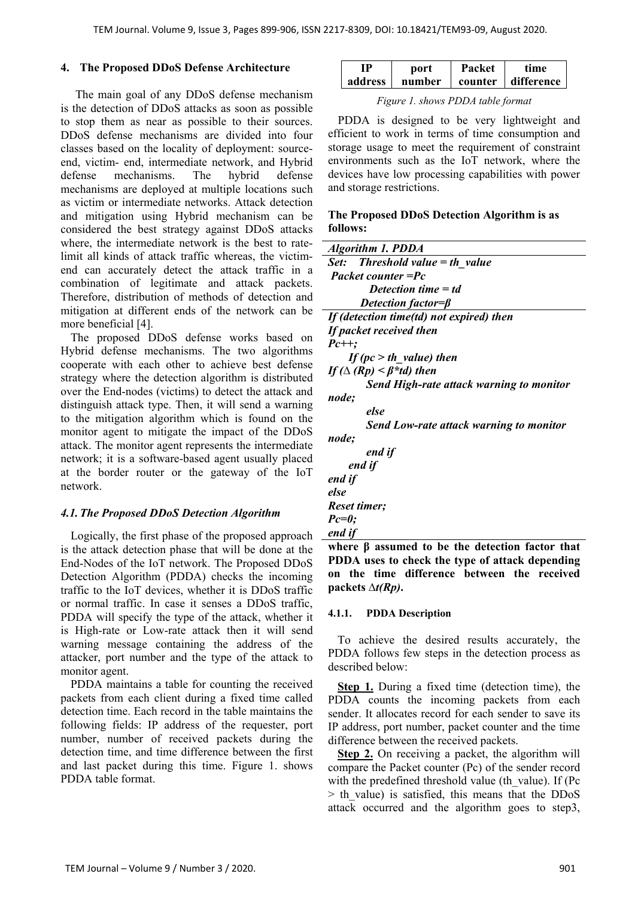## 4. The Proposed DDoS Defense Architecture

The main goal of any DDoS defense mechanism is the detection of DDoS attacks as soon as possible to stop them as near as possible to their sources. DDoS defense mechanisms are divided into four classes based on the locality of deployment: source-end, victim- end, intermediate network, and Hybrid defense mechanisms. The hybrid defense mechanisms are deployed at multiple locations such as victim or intermediate networks. Attack detection and mitigation using Hybrid mechanism can be considered the best strategy against DDoS attacks where, the intermediate network is the best to rate-limit all kinds of attack traffic whereas, the victim-end can accurately detect the attack traffic in a combination of legitimate and attack packets. Therefore, distribution of methods of detection and mitigation at different ends of the network can be more beneficial [4].

The proposed DDoS defense works based on Hybrid defense mechanisms. The two algorithms cooperate with each other to achieve best defense strategy where the detection algorithm is distributed over the End-nodes (victims) to detect the attack and distinguish attack type. Then, it will send a warning to the mitigation algorithm which is found on the monitor agent to mitigate the impact of the DDoS attack. The monitor agent represents the intermediate network; it is a software-based agent usually placed at the border router or the gateway of the IoT network.

### 4.1. The Proposed DDoS Detection Algorithm

Logically, the first phase of the proposed approach is the attack detection phase that will be done at the End-Nodes of the IoT network. The Proposed DDoS Detection Algorithm (PDDA) checks the incoming traffic to the IoT devices, whether it is DDoS traffic or normal traffic. In case it senses a DDoS traffic, PDDA will specify the type of the attack, whether it is High-rate or Low-rate attack then it will send warning message containing the address of the attacker, port number and the type of the attack to monitor agent.

PDDA maintains a table for counting the received packets from each client during a fixed time called detection time. Each record in the table maintains the following fields: IP address of the requester, port number, number of received packets during the detection time, and time difference between the first and last packet during this time. Figure 1. shows PDDA table format.

| IP address | port number | Packet counter | time difference |
|---|---|---|---|

*Figure 1. shows PDDA table format*

PDDA is designed to be very lightweight and efficient to work in terms of time consumption and storage usage to meet the requirement of constraint environments such as the IoT network, where the devices have low processing capabilities with power and storage restrictions.

**The Proposed DDoS Detection Algorithm is as follows:**

```
Algorithm 1. PDDA
Set:   Threshold value = th_value
  Packet counter =Pc
          Detection time = td
        Detection factor=β
If (detection time(td) not expired) then
If packet received then
Pc++;
     If (pc > th_value) then
If (∆ (Rp) < β*td) then
          Send High-rate attack warning to monitor node;
          else
          Send Low-rate attack warning to monitor node;
          end if
     end if
end if
else
Reset timer;
Pc=0;
end if
```

**where β assumed to be the detection factor that PDDA uses to check the type of attack depending on the time difference between the received packets $\Delta t(Rp)$.**

#### 4.1.1. PDDA Description

To achieve the desired results accurately, the PDDA follows few steps in the detection process as described below:

**Step 1.** During a fixed time (detection time), the PDDA counts the incoming packets from each sender. It allocates record for each sender to save its IP address, port number, packet counter and the time difference between the received packets.

**Step 2.** On receiving a packet, the algorithm will compare the Packet counter (Pc) of the sender record with the predefined threshold value (th_value). If (Pc > th_value) is satisfied, this means that the DDoS attack occurred and the algorithm goes to step3,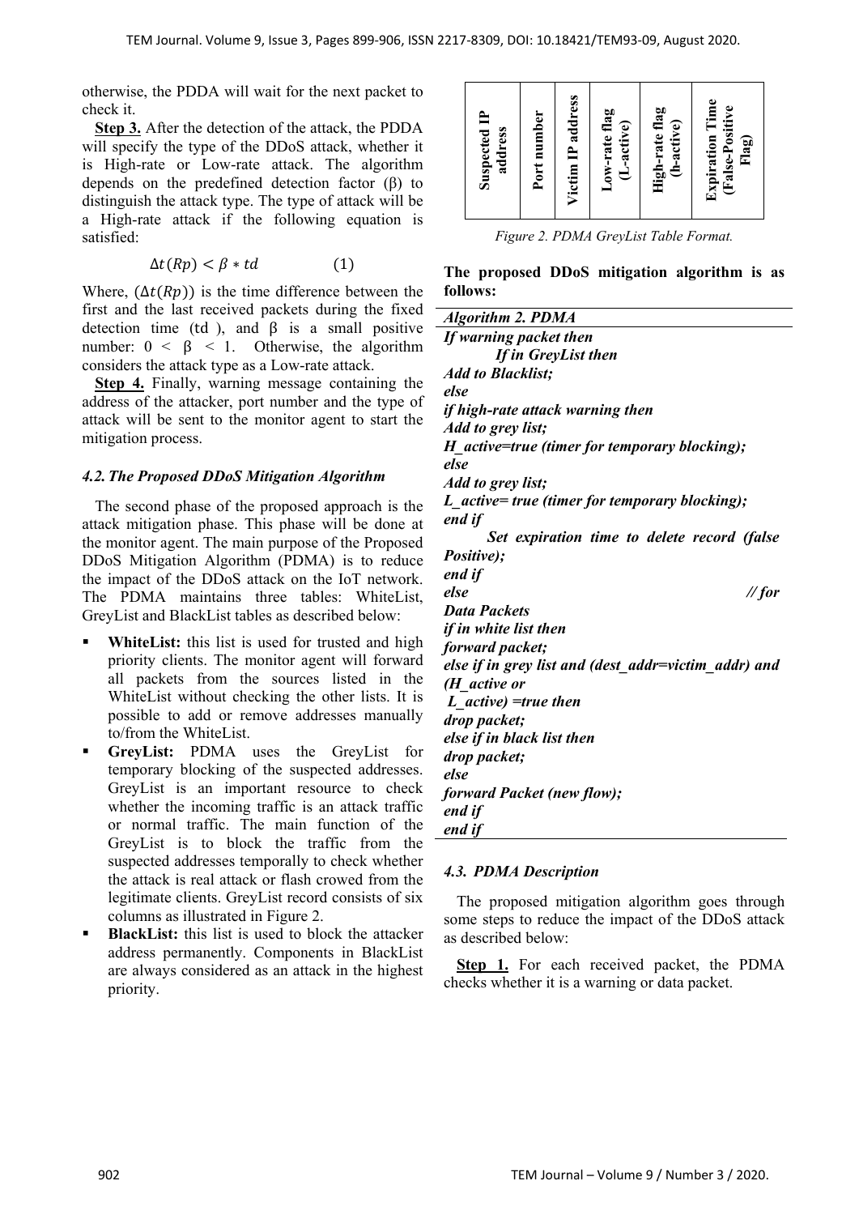otherwise, the PDDA will wait for the next packet to check it.

**Step 3.** After the detection of the attack, the PDDA will specify the type of the DDoS attack, whether it is High-rate or Low-rate attack. The algorithm depends on the predefined detection factor (β) to distinguish the attack type. The type of attack will be a High-rate attack if the following equation is satisfied:

$$\Delta t(Rp) < \beta * td \qquad (1)$$

Where, ($\Delta t(Rp)$) is the time difference between the first and the last received packets during the fixed detection time (td), and β is a small positive number: $0 < \beta < 1$. Otherwise, the algorithm considers the attack type as a Low-rate attack.

**Step 4.** Finally, warning message containing the address of the attacker, port number and the type of attack will be sent to the monitor agent to start the mitigation process.

### *4.2. The Proposed DDoS Mitigation Algorithm*

The second phase of the proposed approach is the attack mitigation phase. This phase will be done at the monitor agent. The main purpose of the Proposed DDoS Mitigation Algorithm (PDMA) is to reduce the impact of the DDoS attack on the IoT network. The PDMA maintains three tables: WhiteList, GreyList and BlackList tables as described below:

- **WhiteList:** this list is used for trusted and high priority clients. The monitor agent will forward all packets from the sources listed in the WhiteList without checking the other lists. It is possible to add or remove addresses manually to/from the WhiteList.
- **GreyList:** PDMA uses the GreyList for temporary blocking of the suspected addresses. GreyList is an important resource to check whether the incoming traffic is an attack traffic or normal traffic. The main function of the GreyList is to block the traffic from the suspected addresses temporally to check whether the attack is real attack or flash crowed from the legitimate clients. GreyList record consists of six columns as illustrated in Figure 2.
- **BlackList:** this list is used to block the attacker address permanently. Components in BlackList are always considered as an attack in the highest priority.

| Suspected IP address | Port number | Victim IP address | Low-rate flag (L-active) | High-rate flag (h-active) | Expiration Time (False-Positive Flag) |
|---|---|---|---|---|---|

*Figure 2. PDMA GreyList Table Format.*

**The proposed DDoS mitigation algorithm is as follows:**

***Algorithm 2. PDMA***

```
If warning packet then
    If in GreyList then
Add to Blacklist;
else
if high-rate attack warning then
Add to grey list;
H_active=true (timer for temporary blocking);
else
Add to grey list;
L_active= true (timer for temporary blocking);
end if
    Set expiration time to delete record (false Positive);
end if
else                                            // for Data Packets
if in white list then
forward packet;
else if in grey list and (dest_addr=victim_addr) and (H_active or
 L_active) =true then
drop packet;
else if in black list then
drop packet;
else
forward Packet (new flow);
end if
end if
```

### *4.3. PDMA Description*

The proposed mitigation algorithm goes through some steps to reduce the impact of the DDoS attack as described below:

**Step 1.** For each received packet, the PDMA checks whether it is a warning or data packet.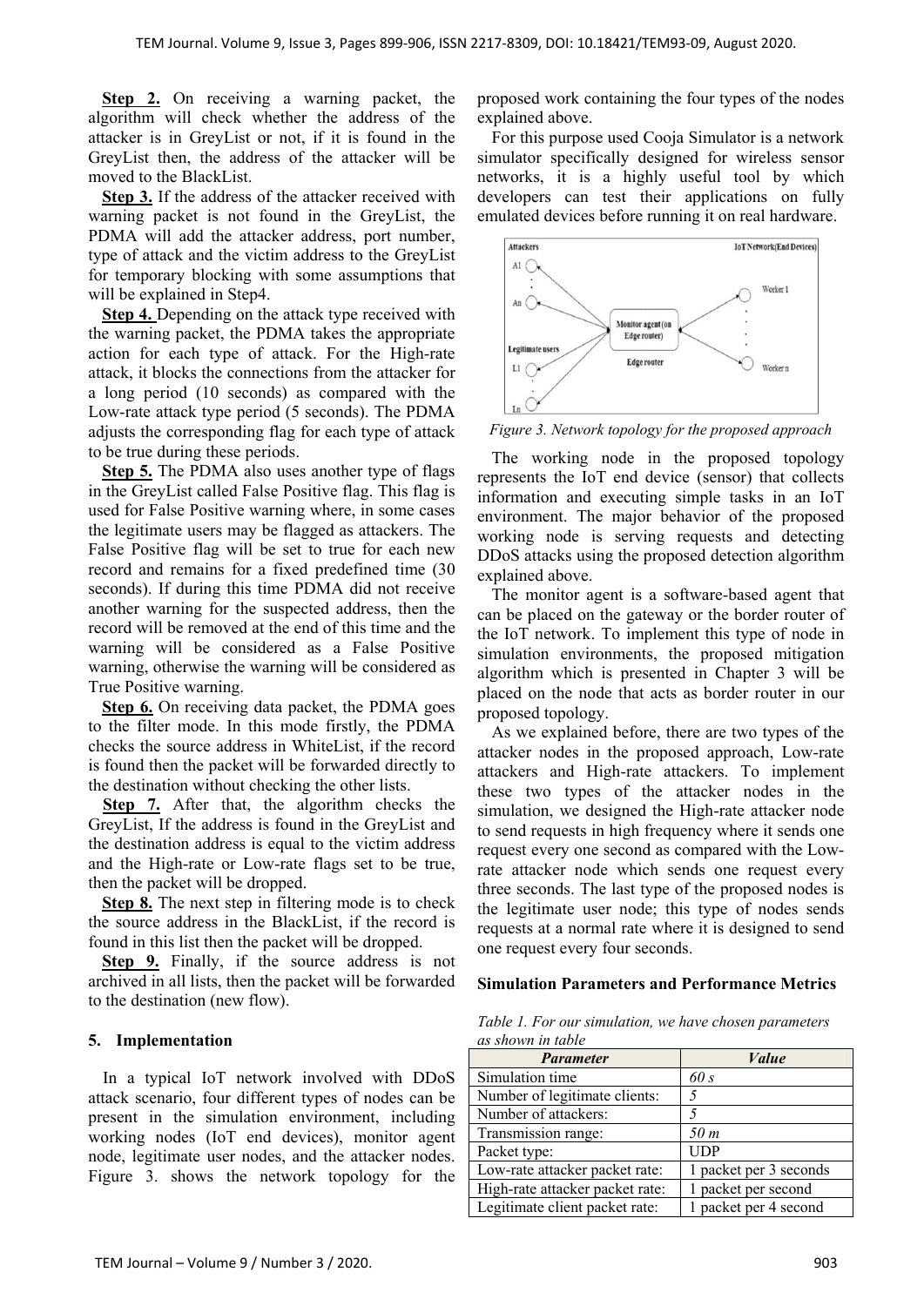**Step 2.** On receiving a warning packet, the algorithm will check whether the address of the attacker is in GreyList or not, if it is found in the GreyList then, the address of the attacker will be moved to the BlackList.

**Step 3.** If the address of the attacker received with warning packet is not found in the GreyList, the PDMA will add the attacker address, port number, type of attack and the victim address to the GreyList for temporary blocking with some assumptions that will be explained in Step4.

**Step 4.** Depending on the attack type received with the warning packet, the PDMA takes the appropriate action for each type of attack. For the High-rate attack, it blocks the connections from the attacker for a long period (10 seconds) as compared with the Low-rate attack type period (5 seconds). The PDMA adjusts the corresponding flag for each type of attack to be true during these periods.

**Step 5.** The PDMA also uses another type of flags in the GreyList called False Positive flag. This flag is used for False Positive warning where, in some cases the legitimate users may be flagged as attackers. The False Positive flag will be set to true for each new record and remains for a fixed predefined time (30 seconds). If during this time PDMA did not receive another warning for the suspected address, then the record will be removed at the end of this time and the warning will be considered as a False Positive warning, otherwise the warning will be considered as True Positive warning.

**Step 6.** On receiving data packet, the PDMA goes to the filter mode. In this mode firstly, the PDMA checks the source address in WhiteList, if the record is found then the packet will be forwarded directly to the destination without checking the other lists.

**Step 7.** After that, the algorithm checks the GreyList, If the address is found in the GreyList and the destination address is equal to the victim address and the High-rate or Low-rate flags set to be true, then the packet will be dropped.

**Step 8.** The next step in filtering mode is to check the source address in the BlackList, if the record is found in this list then the packet will be dropped.

**Step 9.** Finally, if the source address is not archived in all lists, then the packet will be forwarded to the destination (new flow).

## 5. Implementation

In a typical IoT network involved with DDoS attack scenario, four different types of nodes can be present in the simulation environment, including working nodes (IoT end devices), monitor agent node, legitimate user nodes, and the attacker nodes. Figure 3. shows the network topology for the proposed work containing the four types of the nodes explained above.

For this purpose used Cooja Simulator is a network simulator specifically designed for wireless sensor networks, it is a highly useful tool by which developers can test their applications on fully emulated devices before running it on real hardware.

*Figure 3. Network topology for the proposed approach*

The working node in the proposed topology represents the IoT end device (sensor) that collects information and executing simple tasks in an IoT environment. The major behavior of the proposed working node is serving requests and detecting DDoS attacks using the proposed detection algorithm explained above.

The monitor agent is a software-based agent that can be placed on the gateway or the border router of the IoT network. To implement this type of node in simulation environments, the proposed mitigation algorithm which is presented in Chapter 3 will be placed on the node that acts as border router in our proposed topology.

As we explained before, there are two types of the attacker nodes in the proposed approach, Low-rate attackers and High-rate attackers. To implement these two types of the attacker nodes in the simulation, we designed the High-rate attacker node to send requests in high frequency where it sends one request every one second as compared with the Low-rate attacker node which sends one request every three seconds. The last type of the proposed nodes is the legitimate user node; this type of nodes sends requests at a normal rate where it is designed to send one request every four seconds.

### Simulation Parameters and Performance Metrics

*Table 1. For our simulation, we have chosen parameters as shown in table*

| *Parameter* | *Value* |
|---|---|
| Simulation time | *60 s* |
| Number of legitimate clients: | *5* |
| Number of attackers: | *5* |
| Transmission range: | *50 m* |
| Packet type: | UDP |
| Low-rate attacker packet rate: | 1 packet per 3 seconds |
| High-rate attacker packet rate: | 1 packet per second |
| Legitimate client packet rate: | 1 packet per 4 second |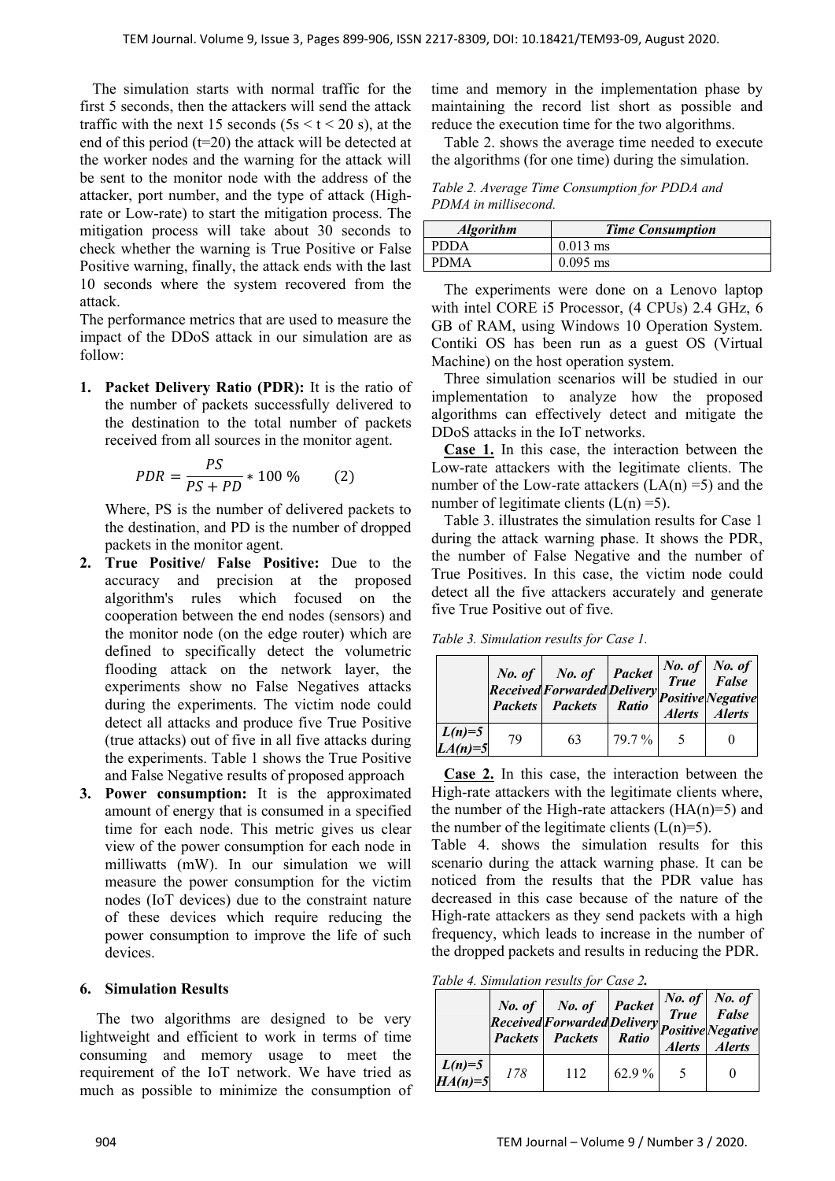The simulation starts with normal traffic for the first 5 seconds, then the attackers will send the attack traffic with the next 15 seconds (5s < t < 20 s), at the end of this period (t=20) the attack will be detected at the worker nodes and the warning for the attack will be sent to the monitor node with the address of the attacker, port number, and the type of attack (High-rate or Low-rate) to start the mitigation process. The mitigation process will take about 30 seconds to check whether the warning is True Positive or False Positive warning, finally, the attack ends with the last 10 seconds where the system recovered from the attack.

The performance metrics that are used to measure the impact of the DDoS attack in our simulation are as follow:

1. **Packet Delivery Ratio (PDR):** It is the ratio of the number of packets successfully delivered to the destination to the total number of packets received from all sources in the monitor agent.

$$PDR = \frac{PS}{PS + PD} * 100\ \% \qquad (2)$$

   Where, PS is the number of delivered packets to the destination, and PD is the number of dropped packets in the monitor agent.

2. **True Positive/ False Positive:** Due to the accuracy and precision at the proposed algorithm's rules which focused on the cooperation between the end nodes (sensors) and the monitor node (on the edge router) which are defined to specifically detect the volumetric flooding attack on the network layer, the experiments show no False Negatives attacks during the experiments. The victim node could detect all attacks and produce five True Positive (true attacks) out of five in all five attacks during the experiments. Table 1 shows the True Positive and False Negative results of proposed approach

3. **Power consumption:** It is the approximated amount of energy that is consumed in a specified time for each node. This metric gives us clear view of the power consumption for each node in milliwatts (mW). In our simulation we will measure the power consumption for the victim nodes (IoT devices) due to the constraint nature of these devices which require reducing the power consumption to improve the life of such devices.

## 6. Simulation Results

The two algorithms are designed to be very lightweight and efficient to work in terms of time consuming and memory usage to meet the requirement of the IoT network. We have tried as much as possible to minimize the consumption of time and memory in the implementation phase by maintaining the record list short as possible and reduce the execution time for the two algorithms.

Table 2. shows the average time needed to execute the algorithms (for one time) during the simulation.

*Table 2. Average Time Consumption for PDDA and PDMA in millisecond.*

| *Algorithm* | *Time Consumption* |
|---|---|
| PDDA | 0.013 ms |
| PDMA | 0.095 ms |

The experiments were done on a Lenovo laptop with intel CORE i5 Processor, (4 CPUs) 2.4 GHz, 6 GB of RAM, using Windows 10 Operation System. Contiki OS has been run as a guest OS (Virtual Machine) on the host operation system.

Three simulation scenarios will be studied in our implementation to analyze how the proposed algorithms can effectively detect and mitigate the DDoS attacks in the IoT networks.

**Case 1.** In this case, the interaction between the Low-rate attackers with the legitimate clients. The number of the Low-rate attackers (LA(n) =5) and the number of legitimate clients (L(n) =5).

Table 3. illustrates the simulation results for Case 1 during the attack warning phase. It shows the PDR, the number of False Negative and the number of True Positives. In this case, the victim node could detect all the five attackers accurately and generate five True Positive out of five.

*Table 3. Simulation results for Case 1.*

| | *No. of Received Packets* | *No. of Forwarded Packets* | *Packet Delivery Ratio* | *No. of True Positive Alerts* | *No. of False Negative Alerts* |
|---|---|---|---|---|---|
| ***L(n)=5 LA(n)=5*** | 79 | 63 | 79.7 % | 5 | 0 |

**Case 2.** In this case, the interaction between the High-rate attackers with the legitimate clients where, the number of the High-rate attackers (HA(n)=5) and the number of the legitimate clients (L(n)=5).

Table 4. shows the simulation results for this scenario during the attack warning phase. It can be noticed from the results that the PDR value has decreased in this case because of the nature of the High-rate attackers as they send packets with a high frequency, which leads to increase in the number of the dropped packets and results in reducing the PDR.

*Table 4. Simulation results for Case 2.*

| | *No. of Received Packets* | *No. of Forwarded Packets* | *Packet Delivery Ratio* | *No. of True Positive Alerts* | *No. of False Negative Alerts* |
|---|---|---|---|---|---|
| ***L(n)=5 HA(n)=5*** | *178* | 112 | 62.9 % | 5 | 0 |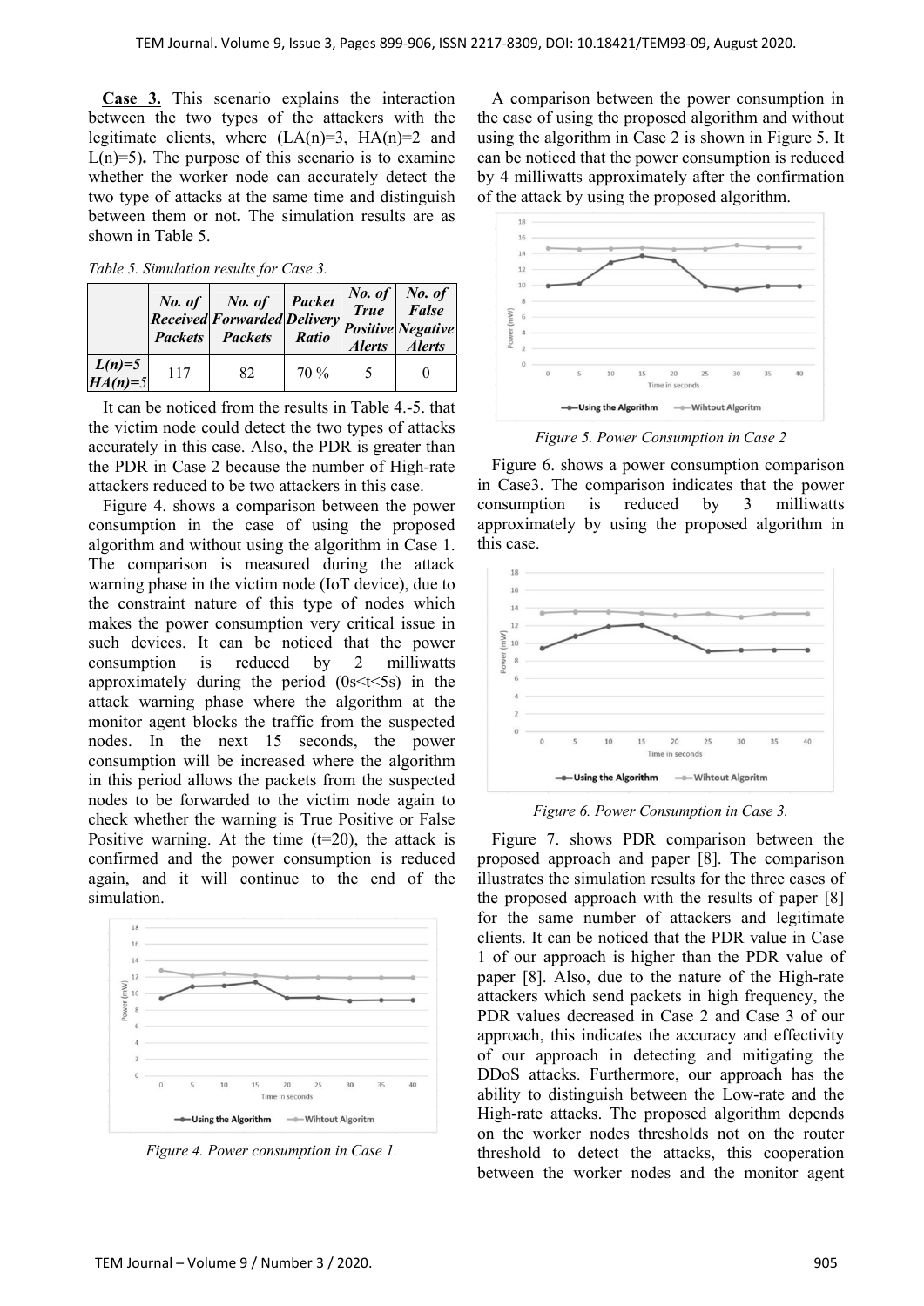**Case 3.** This scenario explains the interaction between the two types of the attackers with the legitimate clients, where (LA(n)=3, HA(n)=2 and L(n)=5)**.** The purpose of this scenario is to examine whether the worker node can accurately detect the two type of attacks at the same time and distinguish between them or not**.** The simulation results are as shown in Table 5.

*Table 5. Simulation results for Case 3.*

| | No. of Received Packets | No. of Forwarded Packets | Packet Delivery Ratio | No. of True Positive Alerts | No. of False Negative Alerts |
|---|---|---|---|---|---|
| **L(n)=5 HA(n)=5** | 117 | 82 | 70 % | 5 | 0 |

It can be noticed from the results in Table 4.-5. that the victim node could detect the two types of attacks accurately in this case. Also, the PDR is greater than the PDR in Case 2 because the number of High-rate attackers reduced to be two attackers in this case.

Figure 4. shows a comparison between the power consumption in the case of using the proposed algorithm and without using the algorithm in Case 1. The comparison is measured during the attack warning phase in the victim node (IoT device), due to the constraint nature of this type of nodes which makes the power consumption very critical issue in such devices. It can be noticed that the power consumption is reduced by 2 milliwatts approximately during the period (0s<t<5s) in the attack warning phase where the algorithm at the monitor agent blocks the traffic from the suspected nodes. In the next 15 seconds, the power consumption will be increased where the algorithm in this period allows the packets from the suspected nodes to be forwarded to the victim node again to check whether the warning is True Positive or False Positive warning. At the time (t=20), the attack is confirmed and the power consumption is reduced again, and it will continue to the end of the simulation.

*Figure 4. Power consumption in Case 1.*

A comparison between the power consumption in the case of using the proposed algorithm and without using the algorithm in Case 2 is shown in Figure 5. It can be noticed that the power consumption is reduced by 4 milliwatts approximately after the confirmation of the attack by using the proposed algorithm.

*Figure 5. Power Consumption in Case 2*

Figure 6. shows a power consumption comparison in Case3. The comparison indicates that the power consumption is reduced by 3 milliwatts approximately by using the proposed algorithm in this case.

*Figure 6. Power Consumption in Case 3.*

Figure 7. shows PDR comparison between the proposed approach and paper [8]. The comparison illustrates the simulation results for the three cases of the proposed approach with the results of paper [8] for the same number of attackers and legitimate clients. It can be noticed that the PDR value in Case 1 of our approach is higher than the PDR value of paper [8]. Also, due to the nature of the High-rate attackers which send packets in high frequency, the PDR values decreased in Case 2 and Case 3 of our approach, this indicates the accuracy and effectivity of our approach in detecting and mitigating the DDoS attacks. Furthermore, our approach has the ability to distinguish between the Low-rate and the High-rate attacks. The proposed algorithm depends on the worker nodes thresholds not on the router threshold to detect the attacks, this cooperation between the worker nodes and the monitor agent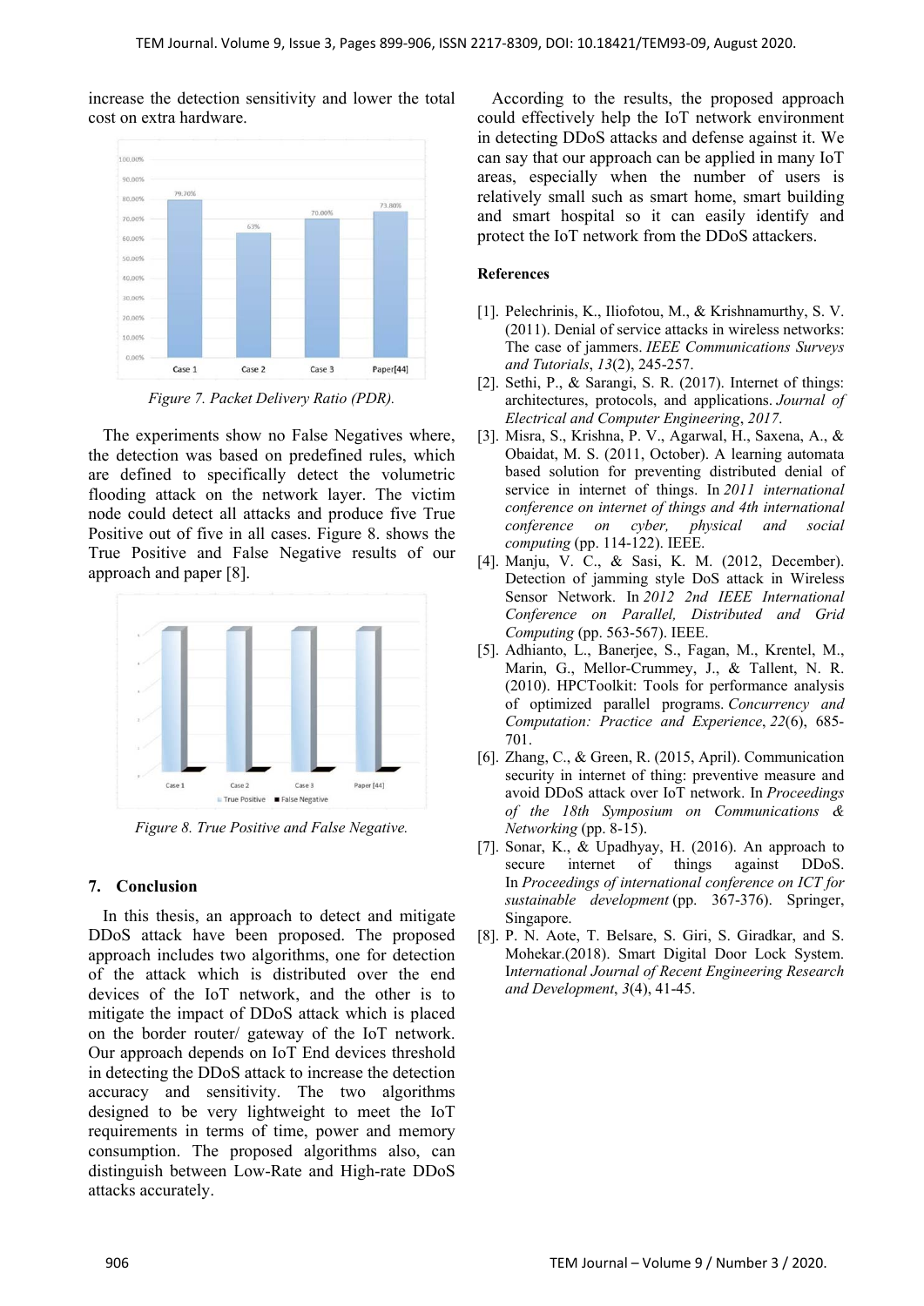increase the detection sensitivity and lower the total cost on extra hardware.

100.00%
90.00%
80.00%
70.00%
60.00%
50.00%
40.00%
30.00%
20.00%
10.00%
0.00%
79.70%
63%
70.00%
73.80%
Case 1
Case 2
Case 3
Paper[44]

*Figure 7. Packet Delivery Ratio (PDR).*

The experiments show no False Negatives where, the detection was based on predefined rules, which are defined to specifically detect the volumetric flooding attack on the network layer. The victim node could detect all attacks and produce five True Positive out of five in all cases. Figure 8. shows the True Positive and False Negative results of our approach and paper [8].

Case 1
Case 2
Case 3
Paper [44]
True Positive
False Negative

*Figure 8. True Positive and False Negative.*

## 7. Conclusion

In this thesis, an approach to detect and mitigate DDoS attack have been proposed. The proposed approach includes two algorithms, one for detection of the attack which is distributed over the end devices of the IoT network, and the other is to mitigate the impact of DDoS attack which is placed on the border router/ gateway of the IoT network. Our approach depends on IoT End devices threshold in detecting the DDoS attack to increase the detection accuracy and sensitivity. The two algorithms designed to be very lightweight to meet the IoT requirements in terms of time, power and memory consumption. The proposed algorithms also, can distinguish between Low-Rate and High-rate DDoS attacks accurately.

According to the results, the proposed approach could effectively help the IoT network environment in detecting DDoS attacks and defense against it. We can say that our approach can be applied in many IoT areas, especially when the number of users is relatively small such as smart home, smart building and smart hospital so it can easily identify and protect the IoT network from the DDoS attackers.

## References

[1]. Pelechrinis, K., Iliofotou, M., & Krishnamurthy, S. V. (2011). Denial of service attacks in wireless networks: The case of jammers. *IEEE Communications Surveys and Tutorials*, *13*(2), 245-257.

[2]. Sethi, P., & Sarangi, S. R. (2017). Internet of things: architectures, protocols, and applications. *Journal of Electrical and Computer Engineering*, *2017*.

[3]. Misra, S., Krishna, P. V., Agarwal, H., Saxena, A., & Obaidat, M. S. (2011, October). A learning automata based solution for preventing distributed denial of service in internet of things. In *2011 international conference on internet of things and 4th international conference on cyber, physical and social computing* (pp. 114-122). IEEE.

[4]. Manju, V. C., & Sasi, K. M. (2012, December). Detection of jamming style DoS attack in Wireless Sensor Network. In *2012 2nd IEEE International Conference on Parallel, Distributed and Grid Computing* (pp. 563-567). IEEE.

[5]. Adhianto, L., Banerjee, S., Fagan, M., Krentel, M., Marin, G., Mellor-Crummey, J., & Tallent, N. R. (2010). HPCToolkit: Tools for performance analysis of optimized parallel programs. *Concurrency and Computation: Practice and Experience*, *22*(6), 685-701.

[6]. Zhang, C., & Green, R. (2015, April). Communication security in internet of thing: preventive measure and avoid DDoS attack over IoT network. In *Proceedings of the 18th Symposium on Communications & Networking* (pp. 8-15).

[7]. Sonar, K., & Upadhyay, H. (2016). An approach to secure internet of things against DDoS. In *Proceedings of international conference on ICT for sustainable development* (pp. 367-376). Springer, Singapore.

[8]. P. N. Aote, T. Belsare, S. Giri, S. Giradkar, and S. Mohekar.(2018). Smart Digital Door Lock System. *International Journal of Recent Engineering Research and Development*, 3(4), 41-45.